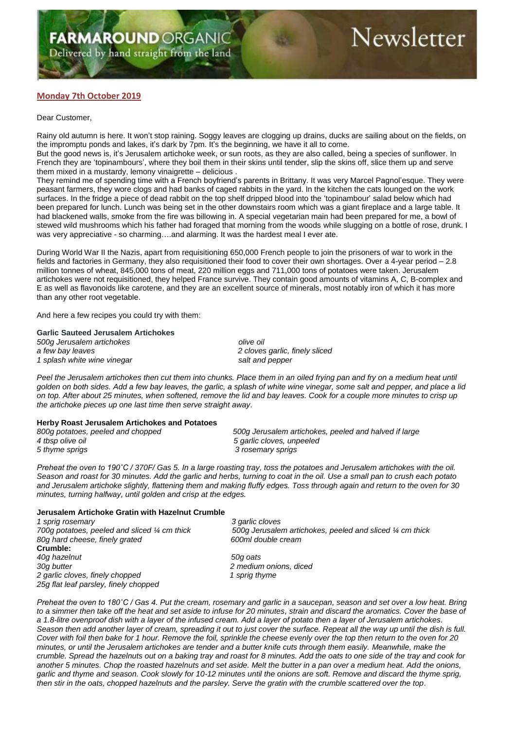# FARMAROUND ORGANIC Newsletter

Delivered by hand straight from the land

## Monday 7th October 2019

Dear Customer,

Rainy old autumn is here. It won't stop raining. Soggy leaves are clogging up drains, ducks are sailing about on the fields, on the impromptu ponds and lakes, it's dark by 7pm. It's the beginning, we have it all to come.
But the good news is, it's Jerusalem artichoke week, or sun roots, as they are also called, being a species of sunflower. In French they are 'topinambours', where they boil them in their skins until tender, slip the skins off, slice them up and serve them mixed in a mustardy, lemony vinaigrette – delicious .
They remind me of spending time with a French boyfriend's parents in Brittany. It was very Marcel Pagnol'esque. They were peasant farmers, they wore clogs and had banks of caged rabbits in the yard. In the kitchen the cats lounged on the work surfaces. In the fridge a piece of dead rabbit on the top shelf dripped blood into the 'topinambour' salad below which had been prepared for lunch. Lunch was being set in the other downstairs room which was a giant fireplace and a large table. It had blackened walls, smoke from the fire was billowing in. A special vegetarian main had been prepared for me, a bowl of stewed wild mushrooms which his father had foraged that morning from the woods while slugging on a bottle of rose, drunk. I was very appreciative - so charming….and alarming. It was the hardest meal I ever ate.

During World War II the Nazis, apart from requisitioning 650,000 French people to join the prisoners of war to work in the fields and factories in Germany, they also requisitioned their food to cover their own shortages. Over a 4-year period – 2.8 million tonnes of wheat, 845,000 tons of meat, 220 million eggs and 711,000 tons of potatoes were taken. Jerusalem artichokes were not requisitioned, they helped France survive. They contain good amounts of vitamins A, C, B-complex and E as well as flavonoids like carotene, and they are an excellent source of minerals, most notably iron of which it has more than any other root vegetable.

And here a few recipes you could try with them:

### Garlic Sauteed Jerusalem Artichokes

*500g Jerusalem artichokes*
*a few bay leaves*
*1 splash white wine vinegar*
*olive oil*
*2 cloves garlic, finely sliced*
*salt and pepper*

*Peel the Jerusalem artichokes then cut them into chunks. Place them in an oiled frying pan and fry on a medium heat until golden on both sides. Add a few bay leaves, the garlic, a splash of white wine vinegar, some salt and pepper, and place a lid on top. After about 25 minutes, when softened, remove the lid and bay leaves. Cook for a couple more minutes to crisp up the artichoke pieces up one last time then serve straight away.*

### Herby Roast Jerusalem Artichokes and Potatoes

*800g potatoes, peeled and chopped*
*4 tbsp olive oil*
*5 thyme sprigs*
*500g Jerusalem artichokes, peeled and halved if large*
*5 garlic cloves, unpeeled*
*3 rosemary sprigs*

*Preheat the oven to 190˚C / 370F/ Gas 5. In a large roasting tray, toss the potatoes and Jerusalem artichokes with the oil. Season and roast for 30 minutes. Add the garlic and herbs, turning to coat in the oil. Use a small pan to crush each potato and Jerusalem artichoke slightly, flattening them and making fluffy edges. Toss through again and return to the oven for 30 minutes, turning halfway, until golden and crisp at the edges.*

### Jerusalem Artichoke Gratin with Hazelnut Crumble

*1 sprig rosemary*
*700g potatoes, peeled and sliced ¼ cm thick*
*80g hard cheese, finely grated*
*3 garlic cloves*
*500g Jerusalem artichokes, peeled and sliced ¼ cm thick*
*600ml double cream*

**Crumble:**

*40g hazelnut*
*30g butter*
*2 garlic cloves, finely chopped*
*25g flat leaf parsley, finely chopped*
*50g oats*
*2 medium onions, diced*
*1 sprig thyme*

*Preheat the oven to 180˚C / Gas 4. Put the cream, rosemary and garlic in a saucepan, season and set over a low heat. Bring to a simmer then take off the heat and set aside to infuse for 20 minutes, strain and discard the aromatics. Cover the base of a 1.8-litre ovenproof dish with a layer of the infused cream. Add a layer of potato then a layer of Jerusalem artichokes. Season then add another layer of cream, spreading it out to just cover the surface. Repeat all the way up until the dish is full. Cover with foil then bake for 1 hour. Remove the foil, sprinkle the cheese evenly over the top then return to the oven for 20 minutes, or until the Jerusalem artichokes are tender and a butter knife cuts through them easily. Meanwhile, make the crumble. Spread the hazelnuts out on a baking tray and roast for 8 minutes. Add the oats to one side of the tray and cook for another 5 minutes. Chop the roasted hazelnuts and set aside. Melt the butter in a pan over a medium heat. Add the onions, garlic and thyme and season. Cook slowly for 10-12 minutes until the onions are soft. Remove and discard the thyme sprig, then stir in the oats, chopped hazelnuts and the parsley. Serve the gratin with the crumble scattered over the top.*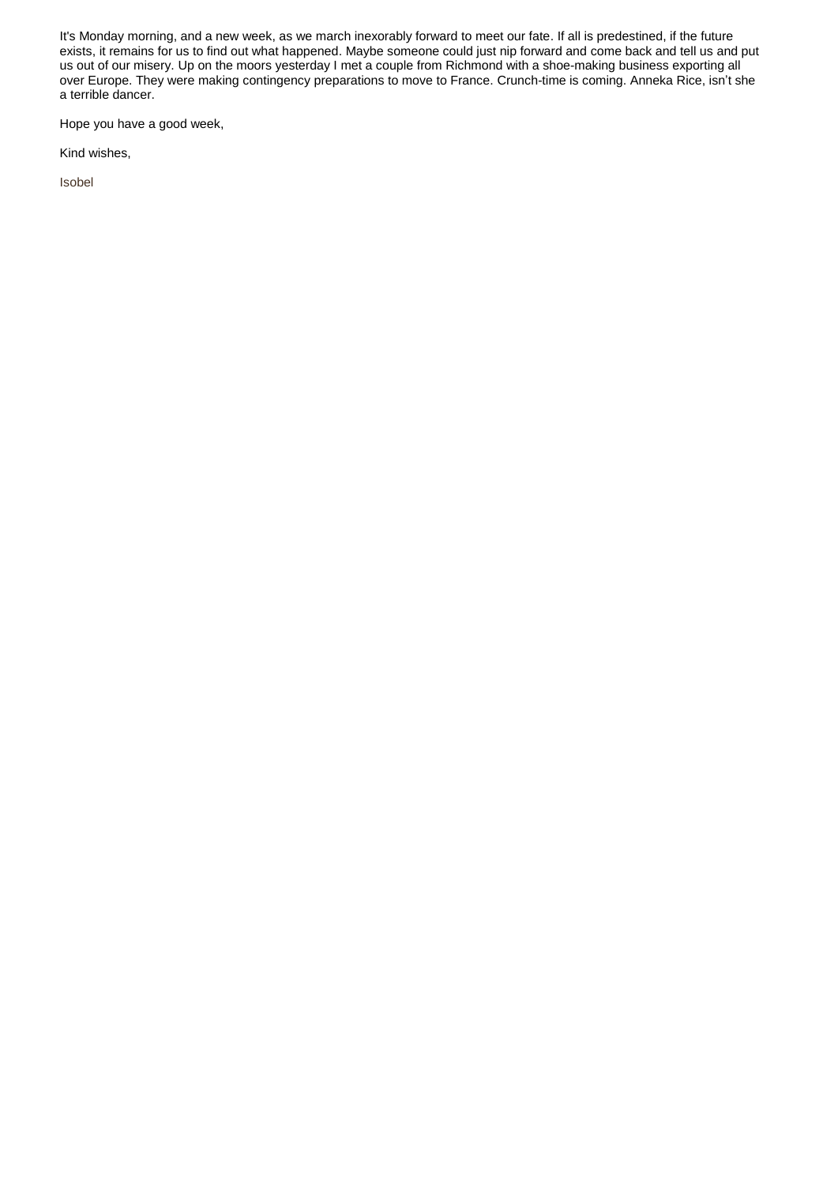It's Monday morning, and a new week, as we march inexorably forward to meet our fate. If all is predestined, if the future exists, it remains for us to find out what happened. Maybe someone could just nip forward and come back and tell us and put us out of our misery. Up on the moors yesterday I met a couple from Richmond with a shoe-making business exporting all over Europe. They were making contingency preparations to move to France. Crunch-time is coming. Anneka Rice, isn't she a terrible dancer.

Hope you have a good week,

Kind wishes,

Isobel